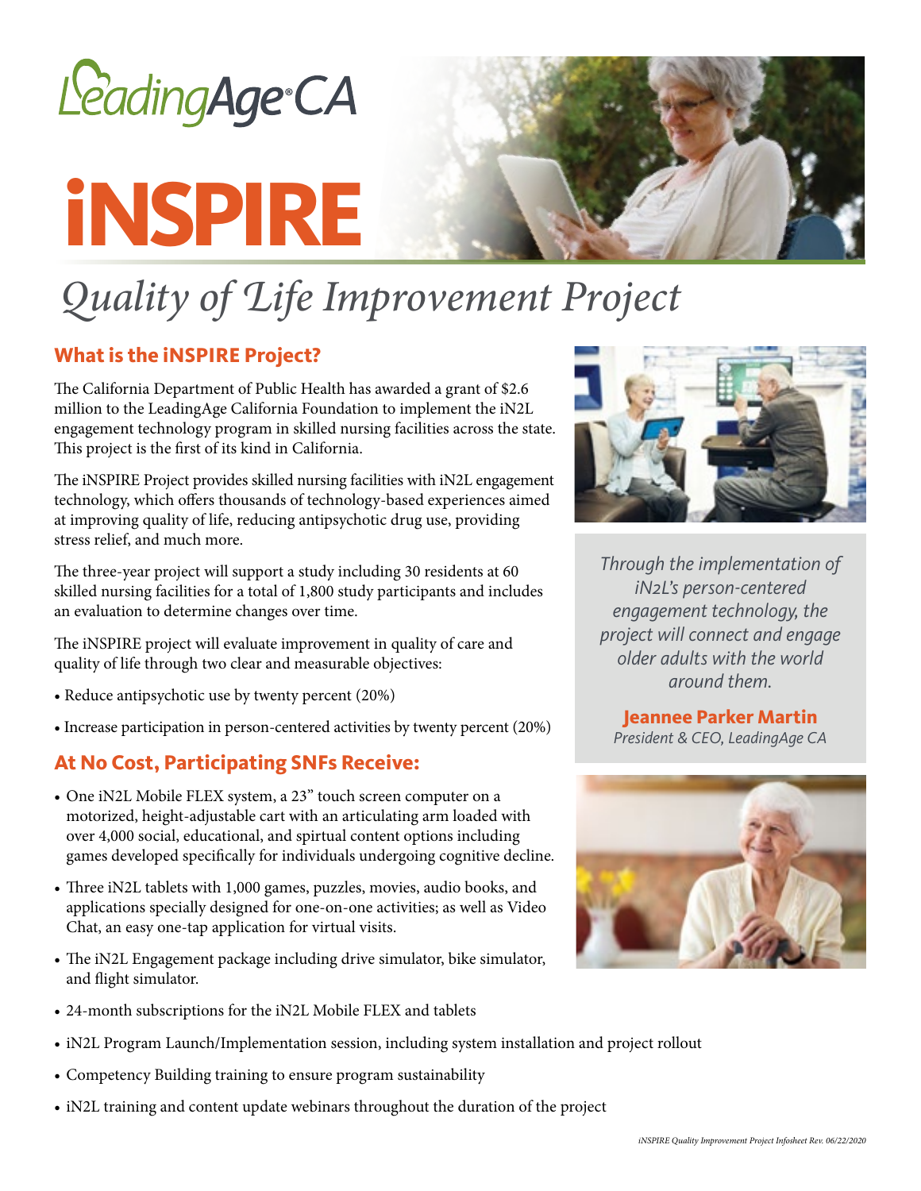LeadingAge® CA

# iNSPIRE

## *Quality of Life Improvement Project*

### What is the iNSPIRE Project?

The California Department of Public Health has awarded a grant of $2.6 million to the LeadingAge California Foundation to implement the iN2L engagement technology program in skilled nursing facilities across the state. This project is the first of its kind in California.

The iNSPIRE Project provides skilled nursing facilities with iN2L engagement technology, which offers thousands of technology-based experiences aimed at improving quality of life, reducing antipsychotic drug use, providing stress relief, and much more.

The three-year project will support a study including 30 residents at 60 skilled nursing facilities for a total of 1,800 study participants and includes an evaluation to determine changes over time.

The iNSPIRE project will evaluate improvement in quality of care and quality of life through two clear and measurable objectives:

- Reduce antipsychotic use by twenty percent (20%)
- Increase participation in person-centered activities by twenty percent (20%)

*Through the implementation of iN2L's person-centered engagement technology, the project will connect and engage older adults with the world around them.*

**Jeannee Parker Martin**
*President & CEO, LeadingAge CA*

### At No Cost, Participating SNFs Receive:

- One iN2L Mobile FLEX system, a 23" touch screen computer on a motorized, height-adjustable cart with an articulating arm loaded with over 4,000 social, educational, and spirtual content options including games developed specifically for individuals undergoing cognitive decline.
- Three iN2L tablets with 1,000 games, puzzles, movies, audio books, and applications specially designed for one-on-one activities; as well as Video Chat, an easy one-tap application for virtual visits.
- The iN2L Engagement package including drive simulator, bike simulator, and flight simulator.
- 24-month subscriptions for the iN2L Mobile FLEX and tablets
- iN2L Program Launch/Implementation session, including system installation and project rollout
- Competency Building training to ensure program sustainability
- iN2L training and content update webinars throughout the duration of the project

*iNSPIRE Quality Improvement Project Infosheet Rev. 06/22/2020*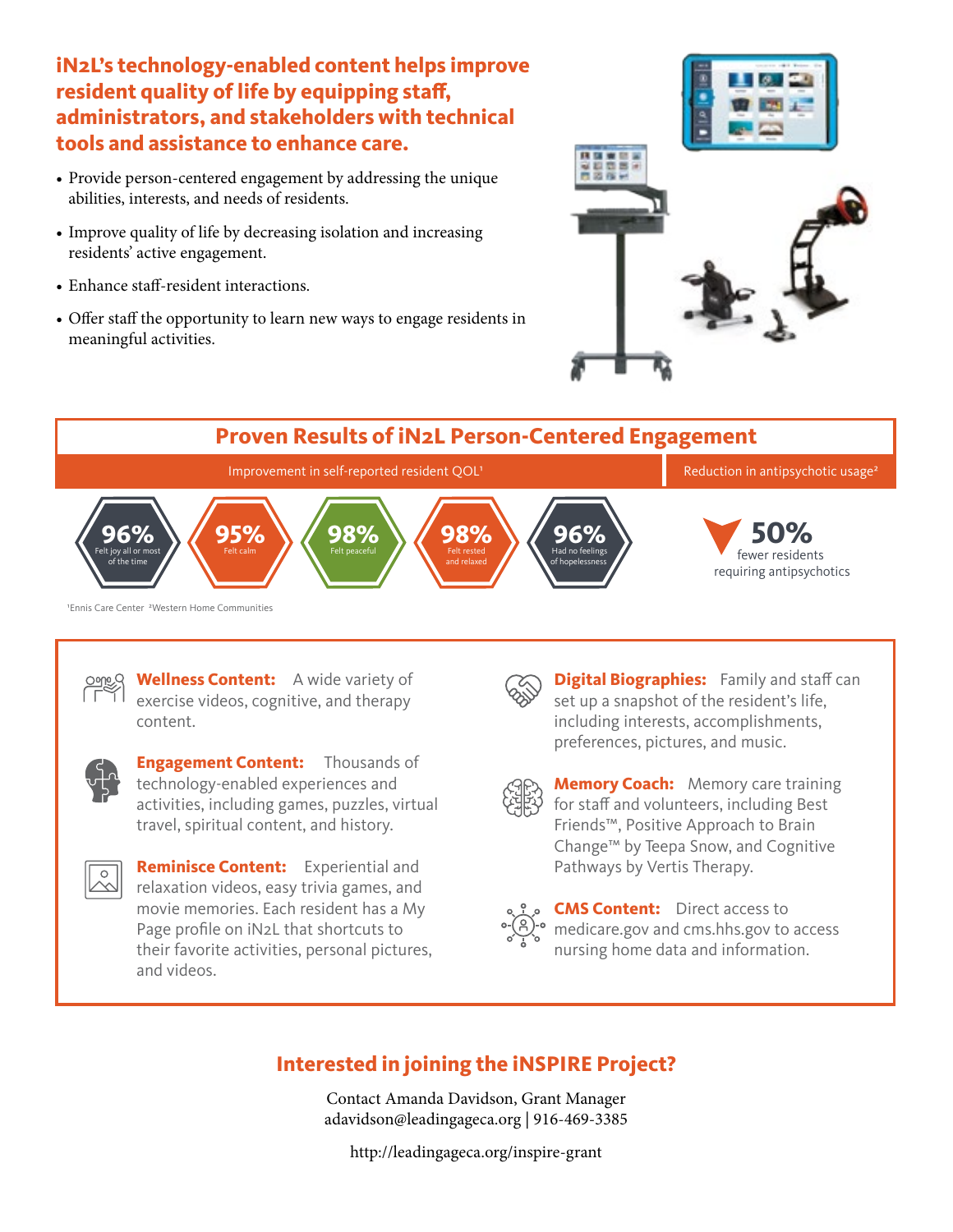## iN2L's technology-enabled content helps improve resident quality of life by equipping staff, administrators, and stakeholders with technical tools and assistance to enhance care.

- Provide person-centered engagement by addressing the unique abilities, interests, and needs of residents.
- Improve quality of life by decreasing isolation and increasing residents' active engagement.
- Enhance staff-resident interactions.
- Offer staff the opportunity to learn new ways to engage residents in meaningful activities.

## Proven Results of iN2L Person-Centered Engagement

Improvement in self-reported resident QOL[1]

**96%** Felt joy all or most of the time

**95%** Felt calm

**98%** Felt peaceful

**98%** Felt rested and relaxed

**96%** Had no feelings of hopelessness

Reduction in antipsychotic usage[2]

**50%** fewer residents requiring antipsychotics

[1]Ennis Care Center [2]Western Home Communities

**Wellness Content:** A wide variety of exercise videos, cognitive, and therapy content.

**Engagement Content:** Thousands of technology-enabled experiences and activities, including games, puzzles, virtual travel, spiritual content, and history.

**Reminisce Content:** Experiential and relaxation videos, easy trivia games, and movie memories. Each resident has a My Page profile on iN2L that shortcuts to their favorite activities, personal pictures, and videos.

**Digital Biographies:** Family and staff can set up a snapshot of the resident's life, including interests, accomplishments, preferences, pictures, and music.

**Memory Coach:** Memory care training for staff and volunteers, including Best Friends™, Positive Approach to Brain Change™ by Teepa Snow, and Cognitive Pathways by Vertis Therapy.

**CMS Content:** Direct access to medicare.gov and cms.hhs.gov to access nursing home data and information.

## Interested in joining the iNSPIRE Project?

Contact Amanda Davidson, Grant Manager
adavidson@leadingageca.org | 916-469-3385

http://leadingageca.org/inspire-grant